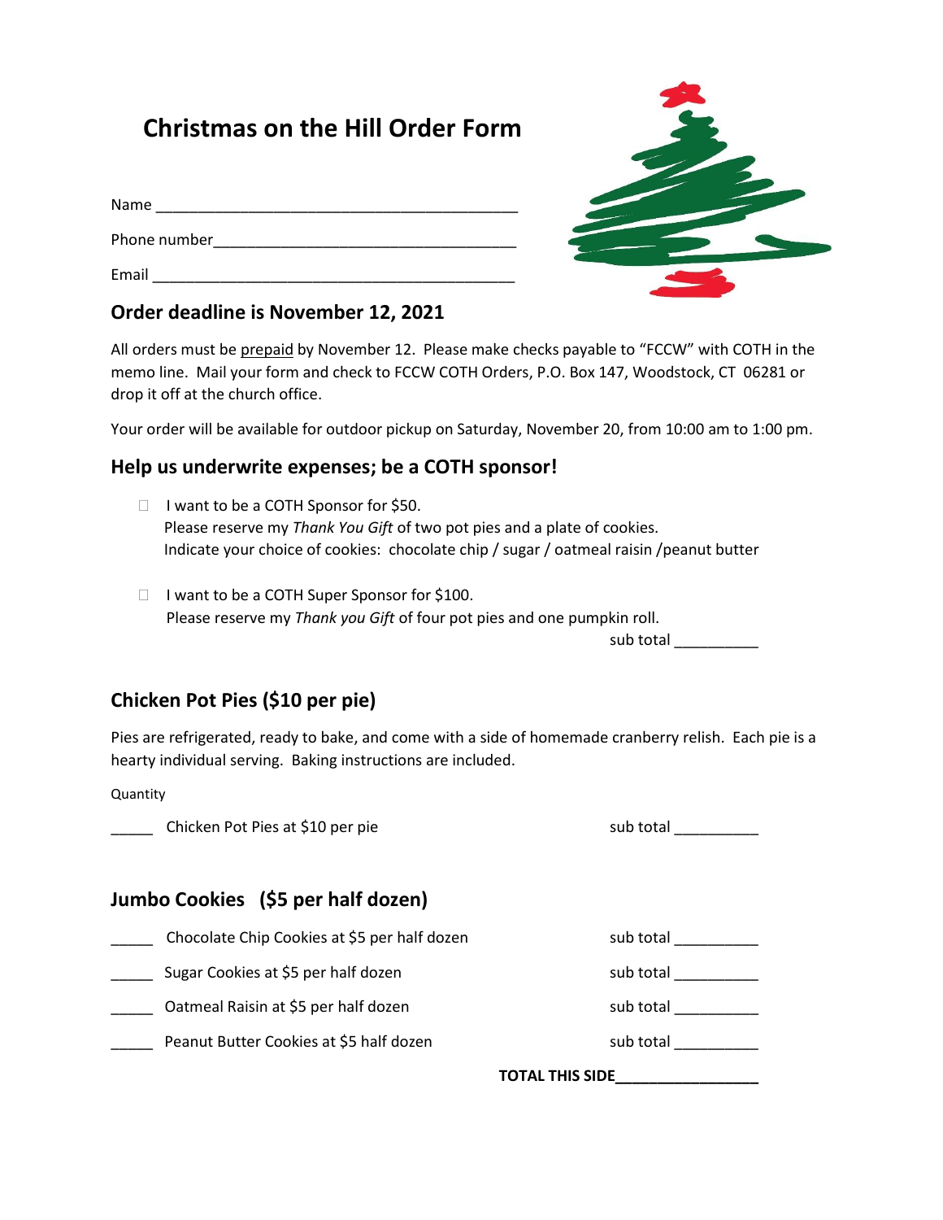# Christmas on the Hill Order Form

Name ___________________________________________

Phone number___________________________________

Email ___________________________________________

## Order deadline is November 12, 2021

All orders must be prepaid by November 12. Please make checks payable to "FCCW" with COTH in the memo line. Mail your form and check to FCCW COTH Orders, P.O. Box 147, Woodstock, CT 06281 or drop it off at the church office.

Your order will be available for outdoor pickup on Saturday, November 20, from 10:00 am to 1:00 pm.

## Help us underwrite expenses; be a COTH sponsor!

- ☐ I want to be a COTH Sponsor for $50.
  Please reserve my *Thank You Gift* of two pot pies and a plate of cookies.
  Indicate your choice of cookies: chocolate chip / sugar / oatmeal raisin /peanut butter

- ☐ I want to be a COTH Super Sponsor for $100.
  Please reserve my *Thank you Gift* of four pot pies and one pumpkin roll.

sub total __________

## Chicken Pot Pies ($10 per pie)

Pies are refrigerated, ready to bake, and come with a side of homemade cranberry relish. Each pie is a hearty individual serving. Baking instructions are included.

Quantity

_____ Chicken Pot Pies at $10 per pie sub total __________

## Jumbo Cookies ($5 per half dozen)

_____ Chocolate Chip Cookies at $5 per half dozen sub total __________

_____ Sugar Cookies at $5 per half dozen sub total __________

_____ Oatmeal Raisin at $5 per half dozen sub total __________

_____ Peanut Butter Cookies at $5 half dozen sub total __________

**TOTAL THIS SIDE**_________________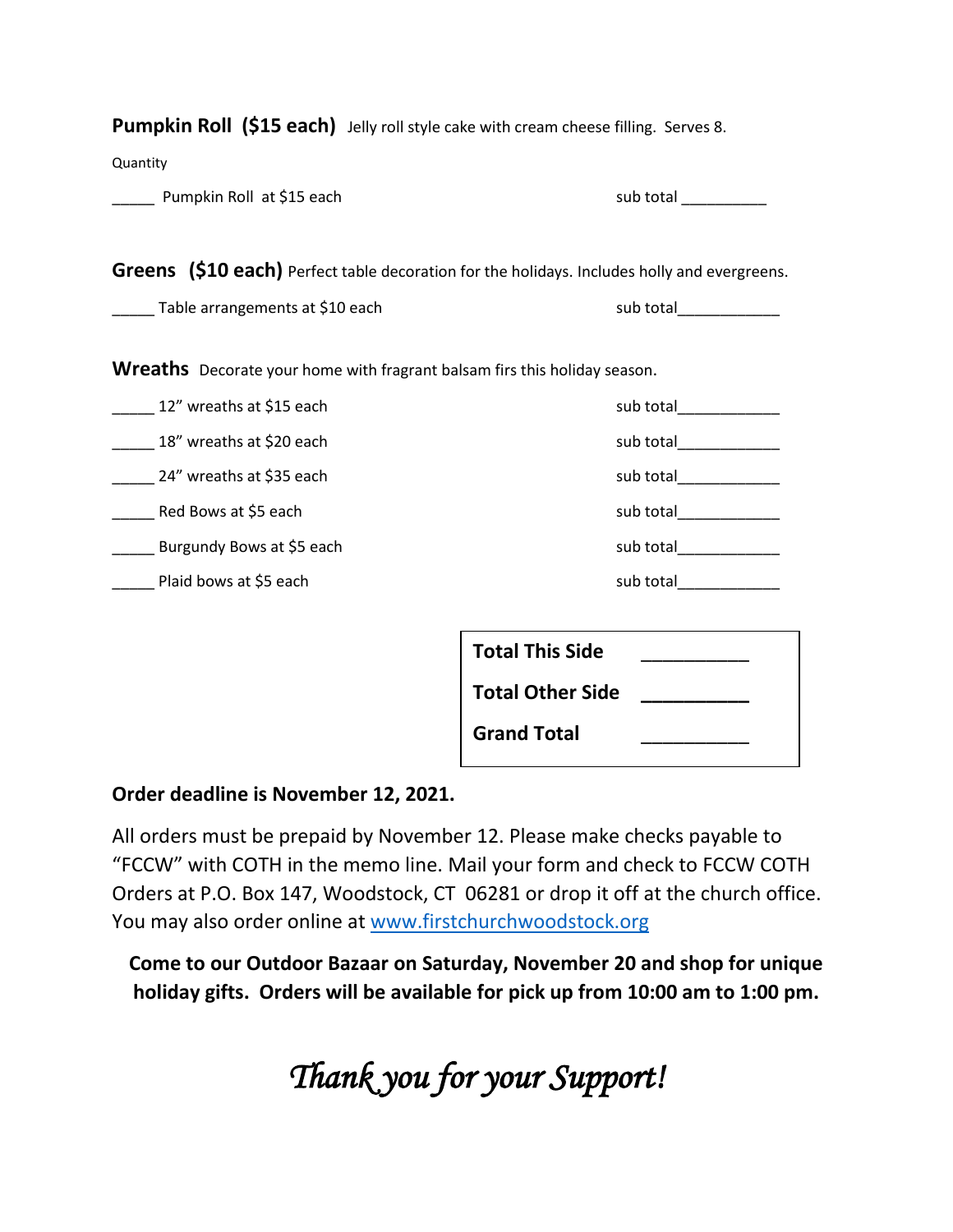**Pumpkin Roll (\$15 each)** Jelly roll style cake with cream cheese filling. Serves 8.

Quantity

_____ Pumpkin Roll at \$15 each sub total __________

**Greens (\$10 each)** Perfect table decoration for the holidays. Includes holly and evergreens.

_____ Table arrangements at \$10 each sub total____________

**Wreaths** Decorate your home with fragrant balsam firs this holiday season.

_____ 12" wreaths at \$15 each sub total____________

_____ 18" wreaths at \$20 each sub total____________

_____ 24" wreaths at \$35 each sub total____________

_____ Red Bows at \$5 each sub total____________

_____ Burgundy Bows at \$5 each sub total____________

_____ Plaid bows at \$5 each sub total____________

| | |
|---|---|
| **Total This Side** | __________ |
| **Total Other Side** | __________ |
| **Grand Total** | __________ |

**Order deadline is November 12, 2021.**

All orders must be prepaid by November 12. Please make checks payable to "FCCW" with COTH in the memo line. Mail your form and check to FCCW COTH Orders at P.O. Box 147, Woodstock, CT 06281 or drop it off at the church office. You may also order online at [www.firstchurchwoodstock.org](http://www.firstchurchwoodstock.org)

**Come to our Outdoor Bazaar on Saturday, November 20 and shop for unique holiday gifts. Orders will be available for pick up from 10:00 am to 1:00 pm.**

*Thank you for your Support!*